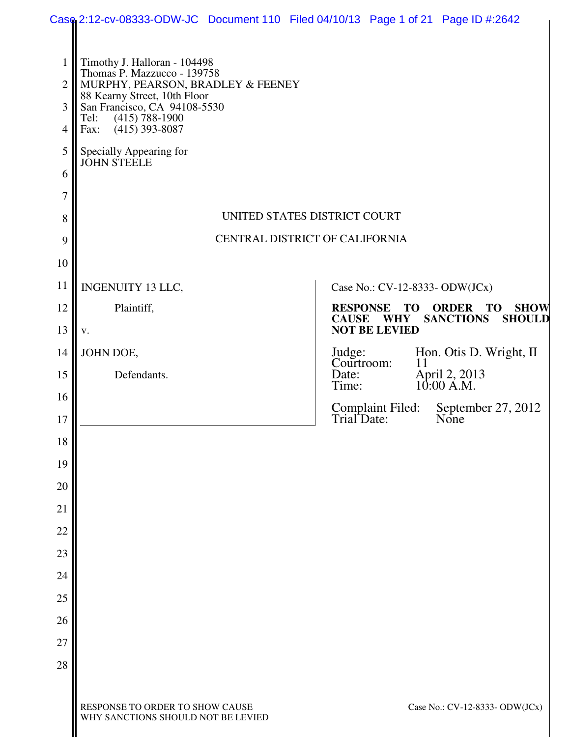Timothy J. Halloran - 104498
Thomas P. Mazzucco - 139758
MURPHY, PEARSON, BRADLEY & FEENEY
88 Kearny Street, 10th Floor
San Francisco, CA 94108-5530
Tel: (415) 788-1900
Fax: (415) 393-8087

Specially Appearing for
JOHN STEELE

UNITED STATES DISTRICT COURT

CENTRAL DISTRICT OF CALIFORNIA

| | |
|---|---|
| INGENUITY 13 LLC,<br><br>Plaintiff,<br><br>v.<br><br>JOHN DOE,<br><br>Defendants. | Case No.: CV-12-8333- ODW(JCx)<br><br>**RESPONSE TO ORDER TO SHOW CAUSE WHY SANCTIONS SHOULD NOT BE LEVIED**<br><br>Judge: Hon. Otis D. Wright, II<br>Courtroom: 11<br>Date: April 2, 2013<br>Time: 10:00 A.M.<br><br>Complaint Filed: September 27, 2012<br>Trial Date: None |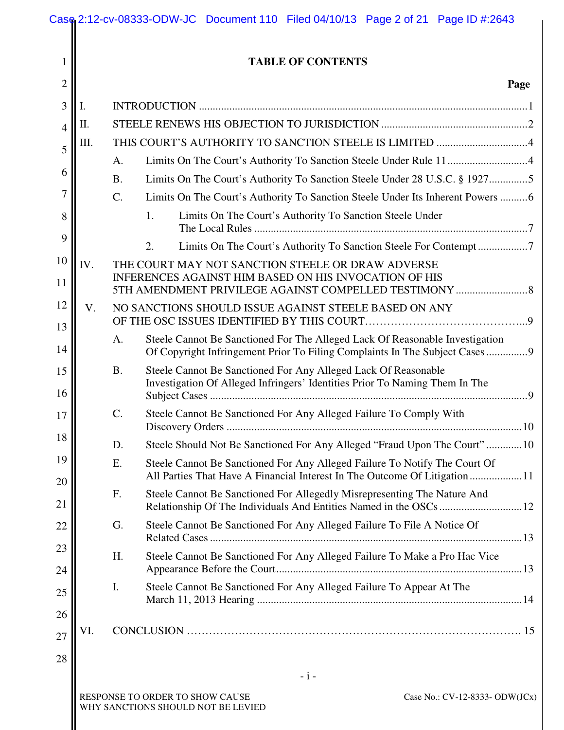# TABLE OF CONTENTS

**Page**

I. INTRODUCTION ........................................................................................................................1

II. STEELE RENEWS HIS OBJECTION TO JURISDICTION .....................................................2

III. THIS COURT'S AUTHORITY TO SANCTION STEELE IS LIMITED .................................4

- A. Limits On The Court's Authority To Sanction Steele Under Rule 11 .............................4
- B. Limits On The Court's Authority To Sanction Steele Under 28 U.S.C. § 1927..............5
- C. Limits On The Court's Authority To Sanction Steele Under Its Inherent Powers ..........6
  - 1. Limits On The Court's Authority To Sanction Steele Under The Local Rules ...................................................................................................7
  - 2. Limits On The Court's Authority To Sanction Steele For Contempt ..................7

IV. THE COURT MAY NOT SANCTION STEELE OR DRAW ADVERSE INFERENCES AGAINST HIM BASED ON HIS INVOCATION OF HIS 5TH AMENDMENT PRIVILEGE AGAINST COMPELLED TESTIMONY ..........................8

V. NO SANCTIONS SHOULD ISSUE AGAINST STEELE BASED ON ANY OF THE OSC ISSUES IDENTIFIED BY THIS COURT……………………………………..9

- A. Steele Cannot Be Sanctioned For The Alleged Lack Of Reasonable Investigation Of Copyright Infringement Prior To Filing Complaints In The Subject Cases ...............9
- B. Steele Cannot Be Sanctioned For Any Alleged Lack Of Reasonable Investigation Of Alleged Infringers' Identities Prior To Naming Them In The Subject Cases ..................................................................................................................9
- C. Steele Cannot Be Sanctioned For Any Alleged Failure To Comply With Discovery Orders ...........................................................................................................10
- D. Steele Should Not Be Sanctioned For Any Alleged "Fraud Upon The Court" .............10
- E. Steele Cannot Be Sanctioned For Any Alleged Failure To Notify The Court Of All Parties That Have A Financial Interest In The Outcome Of Litigation ...................11
- F. Steele Cannot Be Sanctioned For Allegedly Misrepresenting The Nature And Relationship Of The Individuals And Entities Named in the OSCs .............................12
- G. Steele Cannot Be Sanctioned For Any Alleged Failure To File A Notice Of Related Cases ................................................................................................................13
- H. Steele Cannot Be Sanctioned For Any Alleged Failure To Make a Pro Hac Vice Appearance Before the Court.........................................................................................13
- I. Steele Cannot Be Sanctioned For Any Alleged Failure To Appear At The March 11, 2013 Hearing ................................................................................................14

VI. CONCLUSION ………………………………………………………………………… 15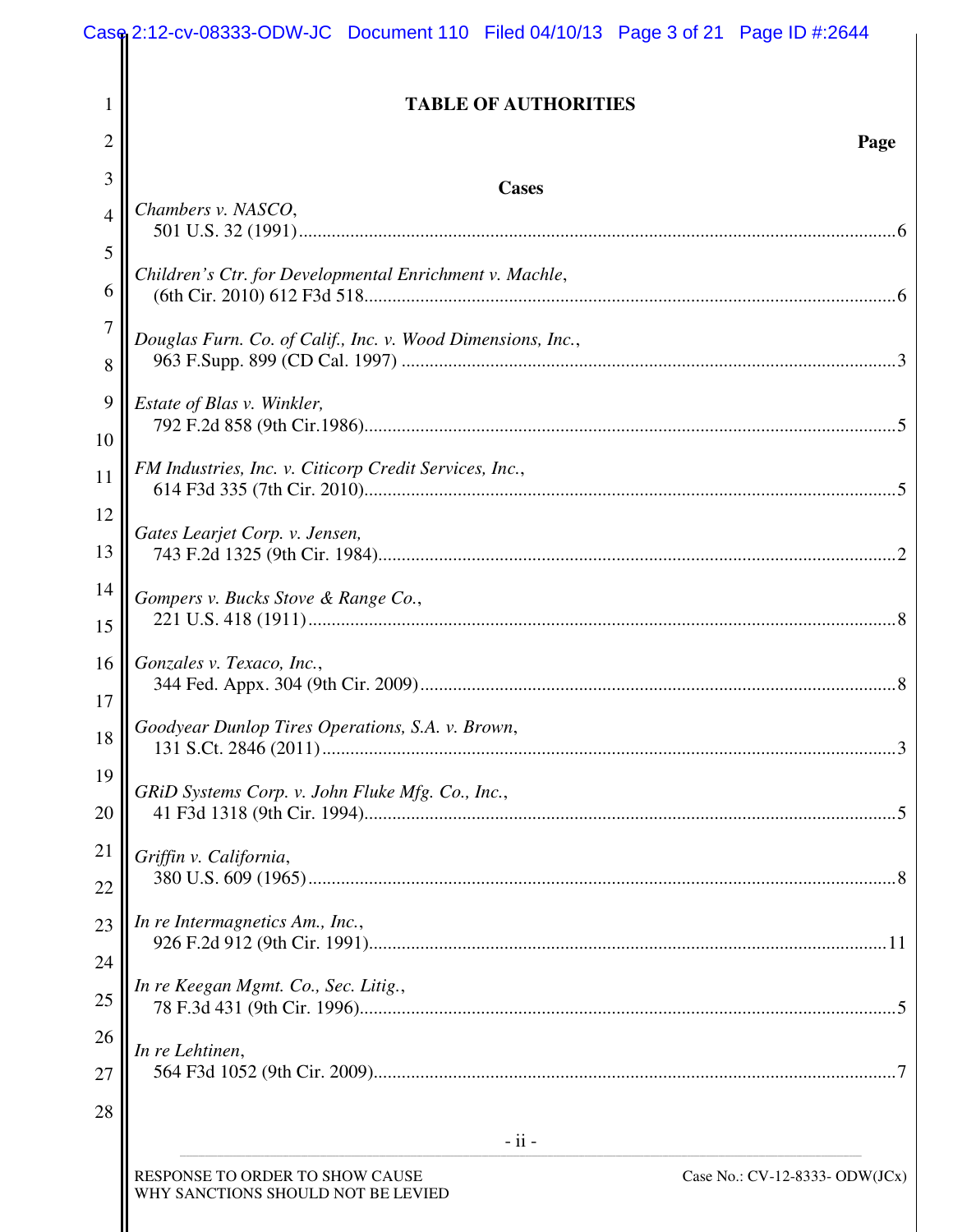# TABLE OF AUTHORITIES

**Page**

**Cases**

*Chambers v. NASCO*,
501 U.S. 32 (1991)...6

*Children's Ctr. for Developmental Enrichment v. Machle*,
(6th Cir. 2010) 612 F3d 518...6

*Douglas Furn. Co. of Calif., Inc. v. Wood Dimensions, Inc.*,
963 F.Supp. 899 (CD Cal. 1997)...3

*Estate of Blas v. Winkler,*
792 F.2d 858 (9th Cir.1986)...5

*FM Industries, Inc. v. Citicorp Credit Services, Inc.*,
614 F3d 335 (7th Cir. 2010)...5

*Gates Learjet Corp. v. Jensen,*
743 F.2d 1325 (9th Cir. 1984)...2

*Gompers v. Bucks Stove & Range Co.*,
221 U.S. 418 (1911)...8

*Gonzales v. Texaco, Inc.*,
344 Fed. Appx. 304 (9th Cir. 2009)...8

*Goodyear Dunlop Tires Operations, S.A. v. Brown*,
131 S.Ct. 2846 (2011)...3

*GRiD Systems Corp. v. John Fluke Mfg. Co., Inc.*,
41 F3d 1318 (9th Cir. 1994)...5

*Griffin v. California*,
380 U.S. 609 (1965)...8

*In re Intermagnetics Am., Inc.*,
926 F.2d 912 (9th Cir. 1991)...11

*In re Keegan Mgmt. Co., Sec. Litig.*,
78 F.3d 431 (9th Cir. 1996)...5

*In re Lehtinen*,
564 F3d 1052 (9th Cir. 2009)...7

RESPONSE TO ORDER TO SHOW CAUSE WHY SANCTIONS SHOULD NOT BE LEVIED

Case No.: CV-12-8333- ODW(JCx)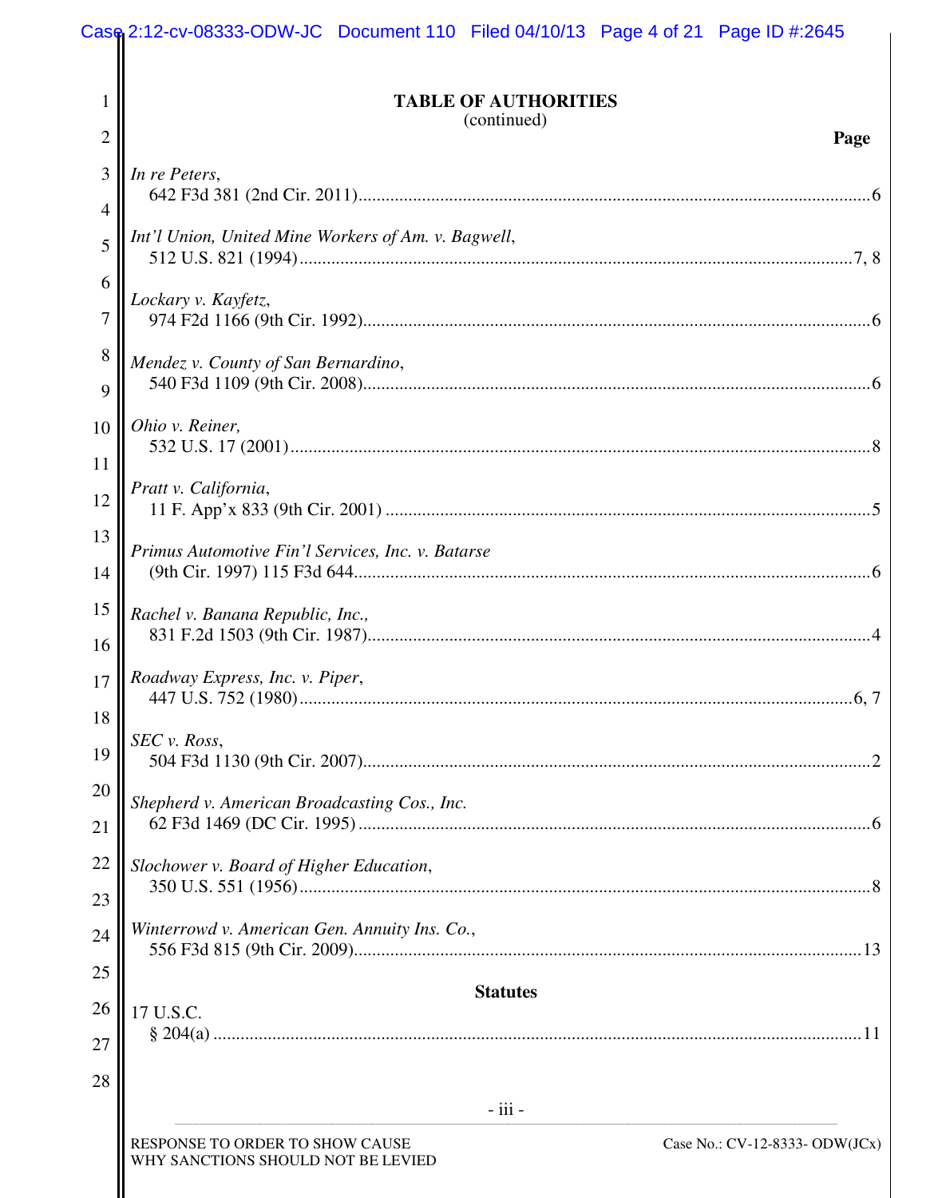## TABLE OF AUTHORITIES
(continued)

**Page**

*In re Peters*,
642 F3d 381 (2nd Cir. 2011)................................................................................................6

*Int'l Union, United Mine Workers of Am. v. Bagwell*,
512 U.S. 821 (1994)........................................................................................................7, 8

*Lockary v. Kayfetz*,
974 F2d 1166 (9th Cir. 1992)...............................................................................................6

*Mendez v. County of San Bernardino*,
540 F3d 1109 (9th Cir. 2008)...............................................................................................6

*Ohio v. Reiner*,
532 U.S. 17 (2001)..............................................................................................................8

*Pratt v. California*,
11 F. App'x 833 (9th Cir. 2001)..........................................................................................5

*Primus Automotive Fin'l Services, Inc. v. Batarse*
(9th Cir. 1997) 115 F3d 644................................................................................................6

*Rachel v. Banana Republic, Inc.*,
831 F.2d 1503 (9th Cir. 1987).............................................................................................4

*Roadway Express, Inc. v. Piper*,
447 U.S. 752 (1980).........................................................................................................6, 7

*SEC v. Ross*,
504 F3d 1130 (9th Cir. 2007)...............................................................................................2

*Shepherd v. American Broadcasting Cos., Inc.*
62 F3d 1469 (DC Cir. 1995)................................................................................................6

*Slochower v. Board of Higher Education*,
350 U.S. 551 (1956)............................................................................................................8

*Winterrowd v. American Gen. Annuity Ins. Co.*,
556 F3d 815 (9th Cir. 2009)...............................................................................................13

### Statutes

17 U.S.C.
§ 204(a)...............................................................................................................................11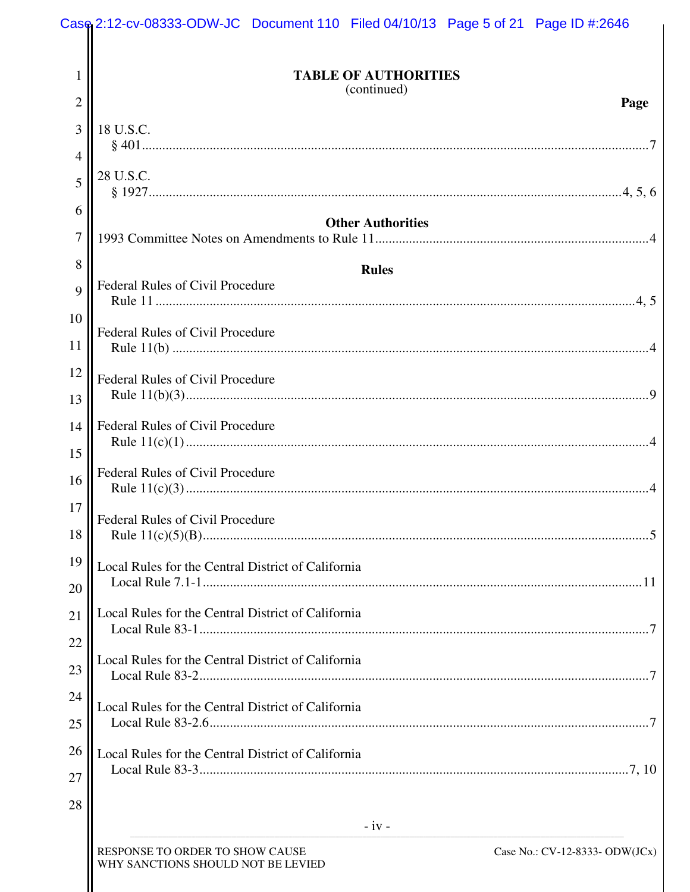## TABLE OF AUTHORITIES
(continued)

**Page**

18 U.S.C.
§ 401 ... 7

28 U.S.C.
§ 1927 ... 4, 5, 6

### Other Authorities

1993 Committee Notes on Amendments to Rule 11 ... 4

### Rules

Federal Rules of Civil Procedure
Rule 11 ... 4, 5

Federal Rules of Civil Procedure
Rule 11(b) ... 4

Federal Rules of Civil Procedure
Rule 11(b)(3) ... 9

Federal Rules of Civil Procedure
Rule 11(c)(1) ... 4

Federal Rules of Civil Procedure
Rule 11(c)(3) ... 4

Federal Rules of Civil Procedure
Rule 11(c)(5)(B) ... 5

Local Rules for the Central District of California
Local Rule 7.1-1 ... 11

Local Rules for the Central District of California
Local Rule 83-1 ... 7

Local Rules for the Central District of California
Local Rule 83-2 ... 7

Local Rules for the Central District of California
Local Rule 83-2.6 ... 7

Local Rules for the Central District of California
Local Rule 83-3 ... 7, 10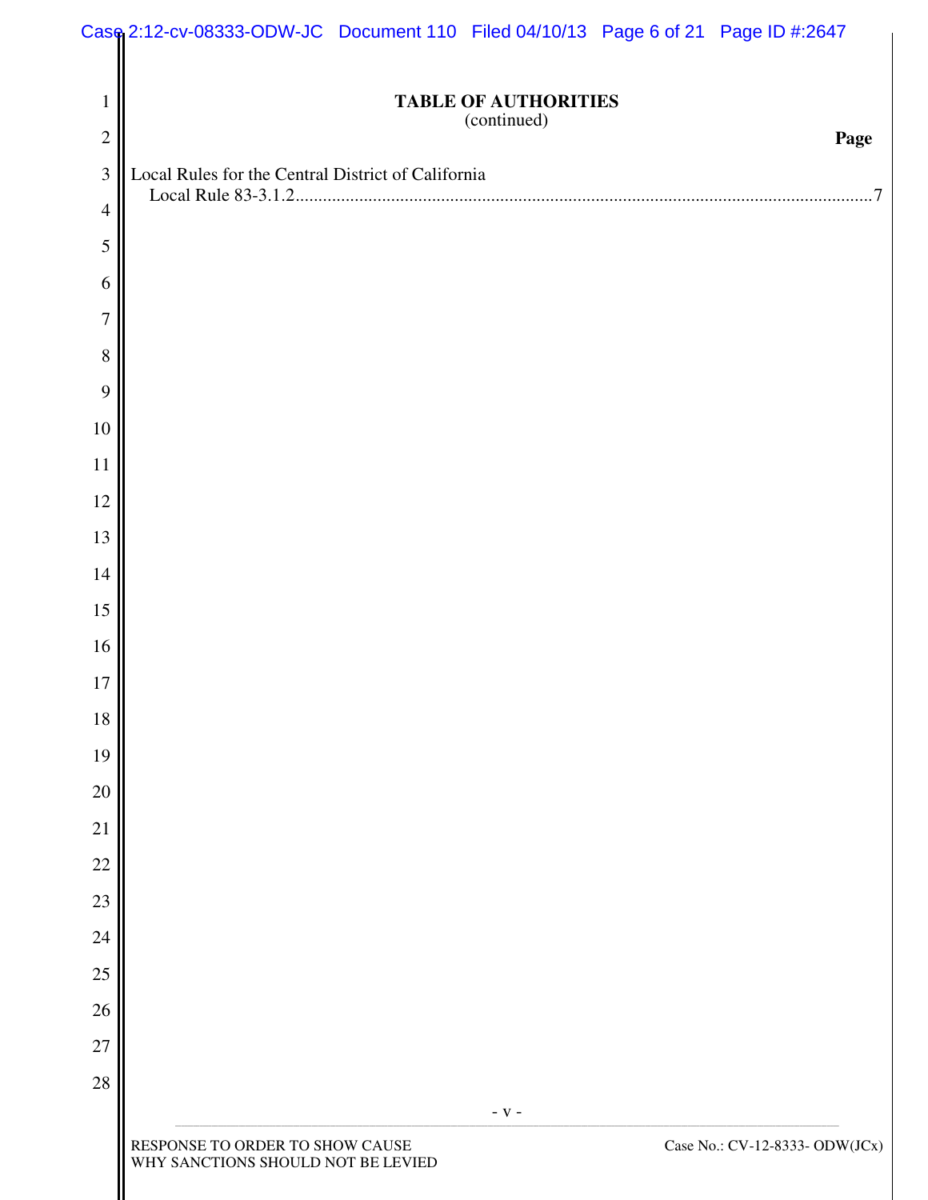**TABLE OF AUTHORITIES**
(continued)

**Page**

Local Rules for the Central District of California

Local Rule 83-3.1.2 .......................................................................................................... 7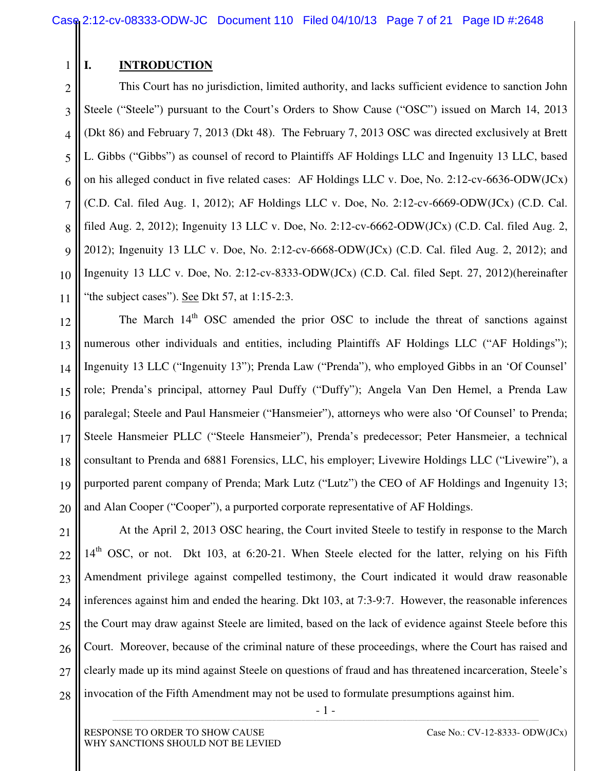## I. INTRODUCTION

This Court has no jurisdiction, limited authority, and lacks sufficient evidence to sanction John Steele ("Steele") pursuant to the Court's Orders to Show Cause ("OSC") issued on March 14, 2013 (Dkt 86) and February 7, 2013 (Dkt 48). The February 7, 2013 OSC was directed exclusively at Brett L. Gibbs ("Gibbs") as counsel of record to Plaintiffs AF Holdings LLC and Ingenuity 13 LLC, based on his alleged conduct in five related cases: AF Holdings LLC v. Doe, No. 2:12-cv-6636-ODW(JCx) (C.D. Cal. filed Aug. 1, 2012); AF Holdings LLC v. Doe, No. 2:12-cv-6669-ODW(JCx) (C.D. Cal. filed Aug. 2, 2012); Ingenuity 13 LLC v. Doe, No. 2:12-cv-6662-ODW(JCx) (C.D. Cal. filed Aug. 2, 2012); Ingenuity 13 LLC v. Doe, No. 2:12-cv-6668-ODW(JCx) (C.D. Cal. filed Aug. 2, 2012); and Ingenuity 13 LLC v. Doe, No. 2:12-cv-8333-ODW(JCx) (C.D. Cal. filed Sept. 27, 2012)(hereinafter "the subject cases"). See Dkt 57, at 1:15-2:3.

The March 14th OSC amended the prior OSC to include the threat of sanctions against numerous other individuals and entities, including Plaintiffs AF Holdings LLC ("AF Holdings"); Ingenuity 13 LLC ("Ingenuity 13"); Prenda Law ("Prenda"), who employed Gibbs in an 'Of Counsel' role; Prenda's principal, attorney Paul Duffy ("Duffy"); Angela Van Den Hemel, a Prenda Law paralegal; Steele and Paul Hansmeier ("Hansmeier"), attorneys who were also 'Of Counsel' to Prenda; Steele Hansmeier PLLC ("Steele Hansmeier"), Prenda's predecessor; Peter Hansmeier, a technical consultant to Prenda and 6881 Forensics, LLC, his employer; Livewire Holdings LLC ("Livewire"), a purported parent company of Prenda; Mark Lutz ("Lutz") the CEO of AF Holdings and Ingenuity 13; and Alan Cooper ("Cooper"), a purported corporate representative of AF Holdings.

At the April 2, 2013 OSC hearing, the Court invited Steele to testify in response to the March 14th OSC, or not. Dkt 103, at 6:20-21. When Steele elected for the latter, relying on his Fifth Amendment privilege against compelled testimony, the Court indicated it would draw reasonable inferences against him and ended the hearing. Dkt 103, at 7:3-9:7. However, the reasonable inferences the Court may draw against Steele are limited, based on the lack of evidence against Steele before this Court. Moreover, because of the criminal nature of these proceedings, where the Court has raised and clearly made up its mind against Steele on questions of fraud and has threatened incarceration, Steele's invocation of the Fifth Amendment may not be used to formulate presumptions against him.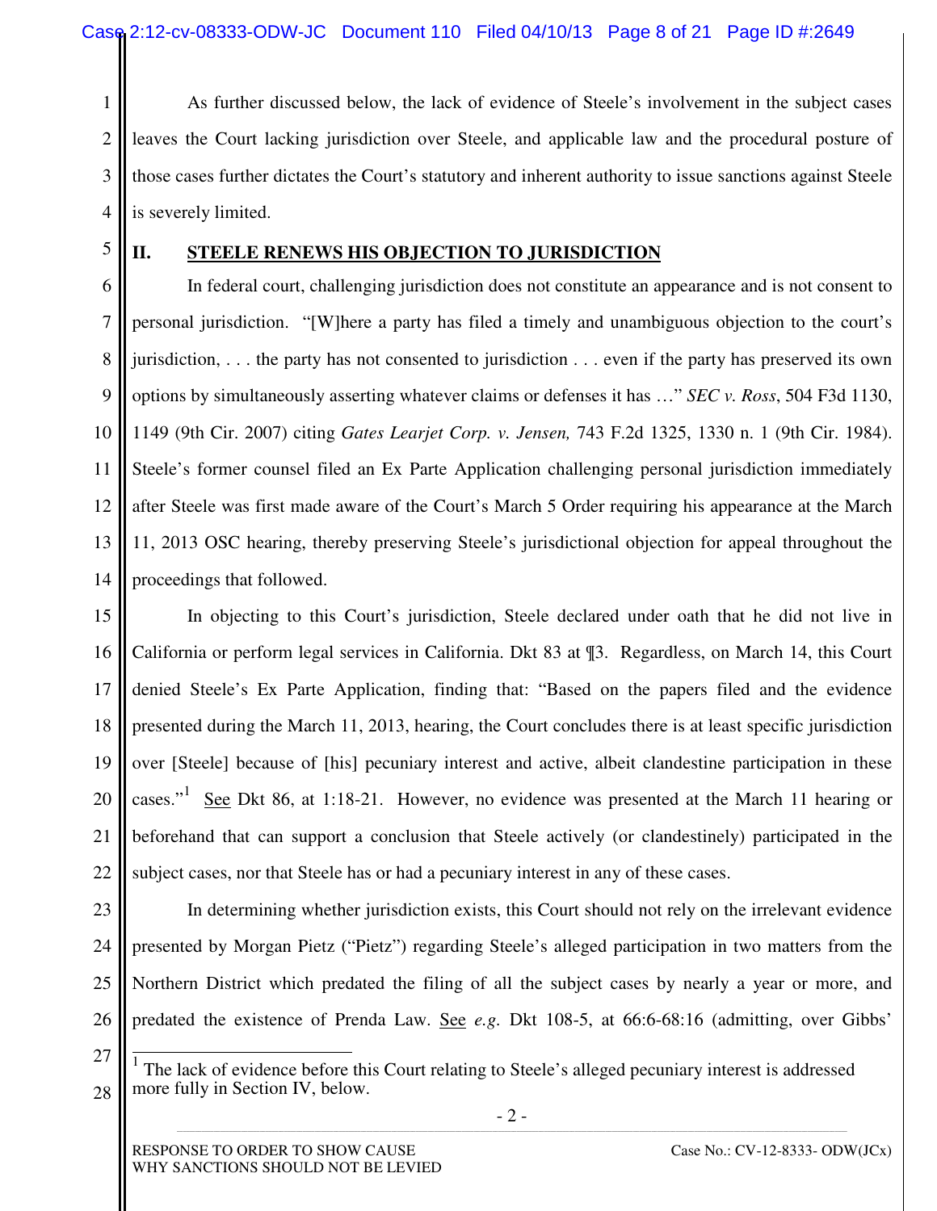As further discussed below, the lack of evidence of Steele's involvement in the subject cases leaves the Court lacking jurisdiction over Steele, and applicable law and the procedural posture of those cases further dictates the Court's statutory and inherent authority to issue sanctions against Steele is severely limited.

## II. STEELE RENEWS HIS OBJECTION TO JURISDICTION

In federal court, challenging jurisdiction does not constitute an appearance and is not consent to personal jurisdiction. "[W]here a party has filed a timely and unambiguous objection to the court's jurisdiction, . . . the party has not consented to jurisdiction . . . even if the party has preserved its own options by simultaneously asserting whatever claims or defenses it has …" *SEC v. Ross*, 504 F3d 1130, 1149 (9th Cir. 2007) citing *Gates Learjet Corp. v. Jensen,* 743 F.2d 1325, 1330 n. 1 (9th Cir. 1984). Steele's former counsel filed an Ex Parte Application challenging personal jurisdiction immediately after Steele was first made aware of the Court's March 5 Order requiring his appearance at the March 11, 2013 OSC hearing, thereby preserving Steele's jurisdictional objection for appeal throughout the proceedings that followed.

In objecting to this Court's jurisdiction, Steele declared under oath that he did not live in California or perform legal services in California. Dkt 83 at ¶3. Regardless, on March 14, this Court denied Steele's Ex Parte Application, finding that: "Based on the papers filed and the evidence presented during the March 11, 2013, hearing, the Court concludes there is at least specific jurisdiction over [Steele] because of [his] pecuniary interest and active, albeit clandestine participation in these cases."[1] See Dkt 86, at 1:18-21. However, no evidence was presented at the March 11 hearing or beforehand that can support a conclusion that Steele actively (or clandestinely) participated in the subject cases, nor that Steele has or had a pecuniary interest in any of these cases.

In determining whether jurisdiction exists, this Court should not rely on the irrelevant evidence presented by Morgan Pietz ("Pietz") regarding Steele's alleged participation in two matters from the Northern District which predated the filing of all the subject cases by nearly a year or more, and predated the existence of Prenda Law. See *e.g.* Dkt 108-5, at 66:6-68:16 (admitting, over Gibbs'

[1] The lack of evidence before this Court relating to Steele's alleged pecuniary interest is addressed more fully in Section IV, below.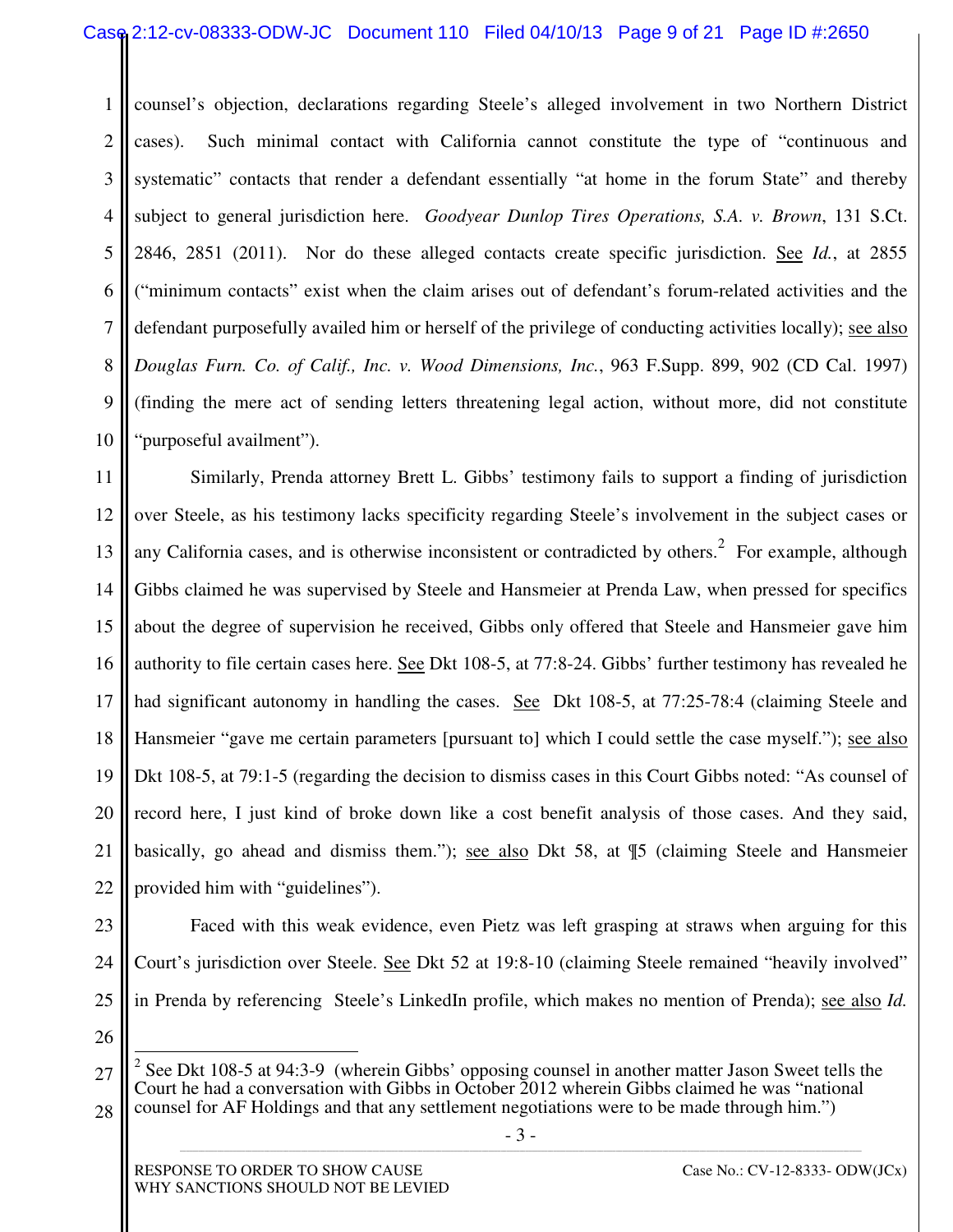counsel's objection, declarations regarding Steele's alleged involvement in two Northern District cases). Such minimal contact with California cannot constitute the type of "continuous and systematic" contacts that render a defendant essentially "at home in the forum State" and thereby subject to general jurisdiction here. *Goodyear Dunlop Tires Operations, S.A. v. Brown*, 131 S.Ct. 2846, 2851 (2011). Nor do these alleged contacts create specific jurisdiction. See *Id.*, at 2855 ("minimum contacts" exist when the claim arises out of defendant's forum-related activities and the defendant purposefully availed him or herself of the privilege of conducting activities locally); see also *Douglas Furn. Co. of Calif., Inc. v. Wood Dimensions, Inc.*, 963 F.Supp. 899, 902 (CD Cal. 1997) (finding the mere act of sending letters threatening legal action, without more, did not constitute "purposeful availment").

Similarly, Prenda attorney Brett L. Gibbs' testimony fails to support a finding of jurisdiction over Steele, as his testimony lacks specificity regarding Steele's involvement in the subject cases or any California cases, and is otherwise inconsistent or contradicted by others.[2] For example, although Gibbs claimed he was supervised by Steele and Hansmeier at Prenda Law, when pressed for specifics about the degree of supervision he received, Gibbs only offered that Steele and Hansmeier gave him authority to file certain cases here. See Dkt 108-5, at 77:8-24. Gibbs' further testimony has revealed he had significant autonomy in handling the cases. See Dkt 108-5, at 77:25-78:4 (claiming Steele and Hansmeier "gave me certain parameters [pursuant to] which I could settle the case myself."); see also Dkt 108-5, at 79:1-5 (regarding the decision to dismiss cases in this Court Gibbs noted: "As counsel of record here, I just kind of broke down like a cost benefit analysis of those cases. And they said, basically, go ahead and dismiss them."); see also Dkt 58, at ¶5 (claiming Steele and Hansmeier provided him with "guidelines").

Faced with this weak evidence, even Pietz was left grasping at straws when arguing for this Court's jurisdiction over Steele. See Dkt 52 at 19:8-10 (claiming Steele remained "heavily involved" in Prenda by referencing Steele's LinkedIn profile, which makes no mention of Prenda); see also *Id.*

[2] See Dkt 108-5 at 94:3-9 (wherein Gibbs' opposing counsel in another matter Jason Sweet tells the Court he had a conversation with Gibbs in October 2012 wherein Gibbs claimed he was "national counsel for AF Holdings and that any settlement negotiations were to be made through him.")

RESPONSE TO ORDER TO SHOW CAUSE WHY SANCTIONS SHOULD NOT BE LEVIED

Case No.: CV-12-8333- ODW(JCx)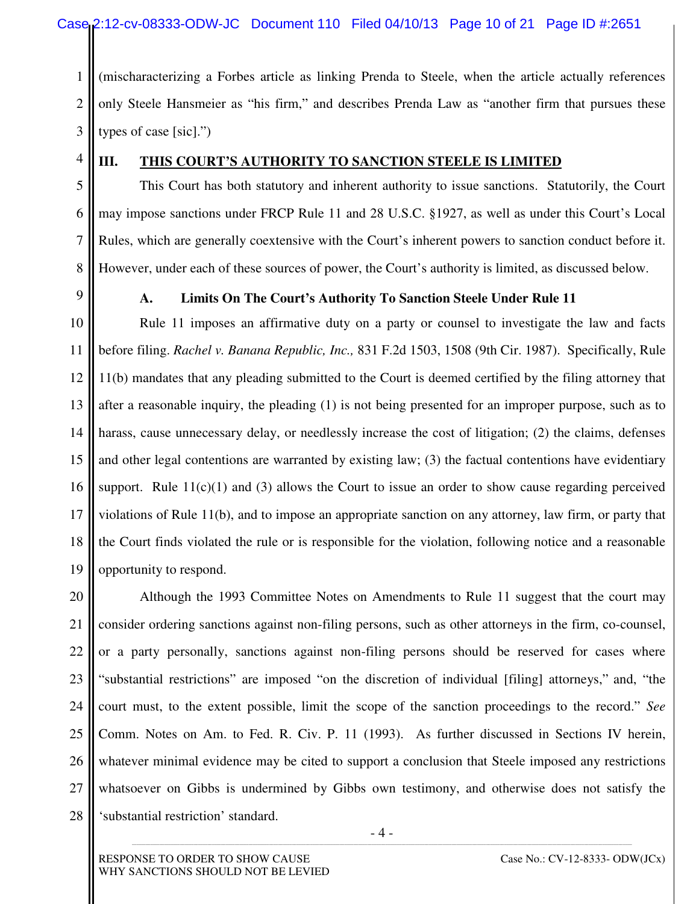(mischaracterizing a Forbes article as linking Prenda to Steele, when the article actually references only Steele Hansmeier as "his firm," and describes Prenda Law as "another firm that pursues these types of case [sic].")

## III. THIS COURT'S AUTHORITY TO SANCTION STEELE IS LIMITED

This Court has both statutory and inherent authority to issue sanctions. Statutorily, the Court may impose sanctions under FRCP Rule 11 and 28 U.S.C. §1927, as well as under this Court's Local Rules, which are generally coextensive with the Court's inherent powers to sanction conduct before it. However, under each of these sources of power, the Court's authority is limited, as discussed below.

### A. Limits On The Court's Authority To Sanction Steele Under Rule 11

Rule 11 imposes an affirmative duty on a party or counsel to investigate the law and facts before filing. *Rachel v. Banana Republic, Inc.,* 831 F.2d 1503, 1508 (9th Cir. 1987). Specifically, Rule 11(b) mandates that any pleading submitted to the Court is deemed certified by the filing attorney that after a reasonable inquiry, the pleading (1) is not being presented for an improper purpose, such as to harass, cause unnecessary delay, or needlessly increase the cost of litigation; (2) the claims, defenses and other legal contentions are warranted by existing law; (3) the factual contentions have evidentiary support. Rule 11(c)(1) and (3) allows the Court to issue an order to show cause regarding perceived violations of Rule 11(b), and to impose an appropriate sanction on any attorney, law firm, or party that the Court finds violated the rule or is responsible for the violation, following notice and a reasonable opportunity to respond.

Although the 1993 Committee Notes on Amendments to Rule 11 suggest that the court may consider ordering sanctions against non-filing persons, such as other attorneys in the firm, co-counsel, or a party personally, sanctions against non-filing persons should be reserved for cases where "substantial restrictions" are imposed "on the discretion of individual [filing] attorneys," and, "the court must, to the extent possible, limit the scope of the sanction proceedings to the record." *See* Comm. Notes on Am. to Fed. R. Civ. P. 11 (1993). As further discussed in Sections IV herein, whatever minimal evidence may be cited to support a conclusion that Steele imposed any restrictions whatsoever on Gibbs is undermined by Gibbs own testimony, and otherwise does not satisfy the 'substantial restriction' standard.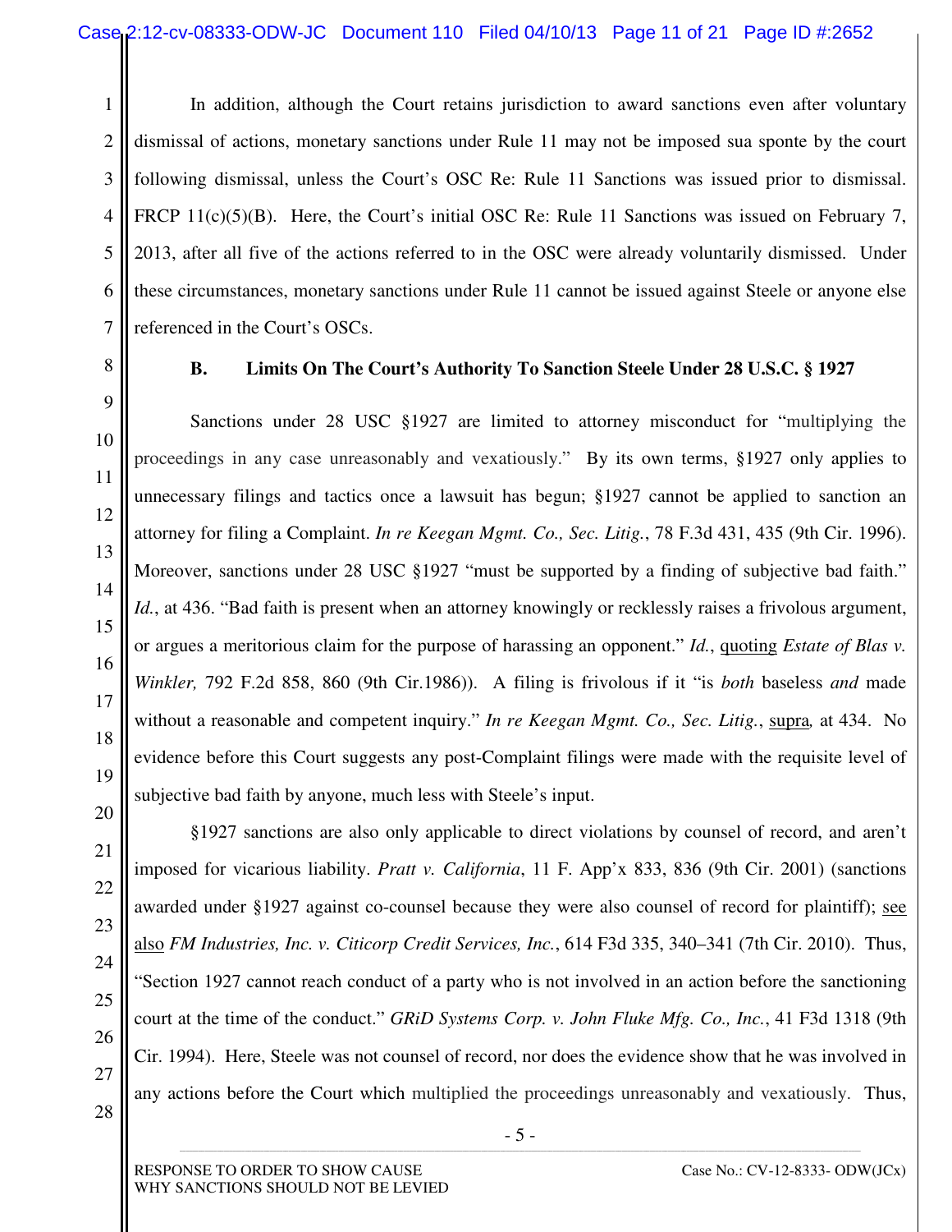In addition, although the Court retains jurisdiction to award sanctions even after voluntary dismissal of actions, monetary sanctions under Rule 11 may not be imposed sua sponte by the court following dismissal, unless the Court's OSC Re: Rule 11 Sanctions was issued prior to dismissal. FRCP 11(c)(5)(B). Here, the Court's initial OSC Re: Rule 11 Sanctions was issued on February 7, 2013, after all five of the actions referred to in the OSC were already voluntarily dismissed. Under these circumstances, monetary sanctions under Rule 11 cannot be issued against Steele or anyone else referenced in the Court's OSCs.

**B. Limits On The Court's Authority To Sanction Steele Under 28 U.S.C. § 1927**

Sanctions under 28 USC §1927 are limited to attorney misconduct for "multiplying the proceedings in any case unreasonably and vexatiously." By its own terms, §1927 only applies to unnecessary filings and tactics once a lawsuit has begun; §1927 cannot be applied to sanction an attorney for filing a Complaint. *In re Keegan Mgmt. Co., Sec. Litig.*, 78 F.3d 431, 435 (9th Cir. 1996). Moreover, sanctions under 28 USC §1927 "must be supported by a finding of subjective bad faith." *Id.*, at 436. "Bad faith is present when an attorney knowingly or recklessly raises a frivolous argument, or argues a meritorious claim for the purpose of harassing an opponent." *Id.*, quoting *Estate of Blas v. Winkler,* 792 F.2d 858, 860 (9th Cir.1986)). A filing is frivolous if it "is *both* baseless *and* made without a reasonable and competent inquiry." *In re Keegan Mgmt. Co., Sec. Litig.*, supra*,* at 434. No evidence before this Court suggests any post-Complaint filings were made with the requisite level of subjective bad faith by anyone, much less with Steele's input.

§1927 sanctions are also only applicable to direct violations by counsel of record, and aren't imposed for vicarious liability. *Pratt v. California*, 11 F. App'x 833, 836 (9th Cir. 2001) (sanctions awarded under §1927 against co-counsel because they were also counsel of record for plaintiff); see also *FM Industries, Inc. v. Citicorp Credit Services, Inc.*, 614 F3d 335, 340–341 (7th Cir. 2010). Thus, "Section 1927 cannot reach conduct of a party who is not involved in an action before the sanctioning court at the time of the conduct." *GRiD Systems Corp. v. John Fluke Mfg. Co., Inc.*, 41 F3d 1318 (9th Cir. 1994). Here, Steele was not counsel of record, nor does the evidence show that he was involved in any actions before the Court which multiplied the proceedings unreasonably and vexatiously. Thus,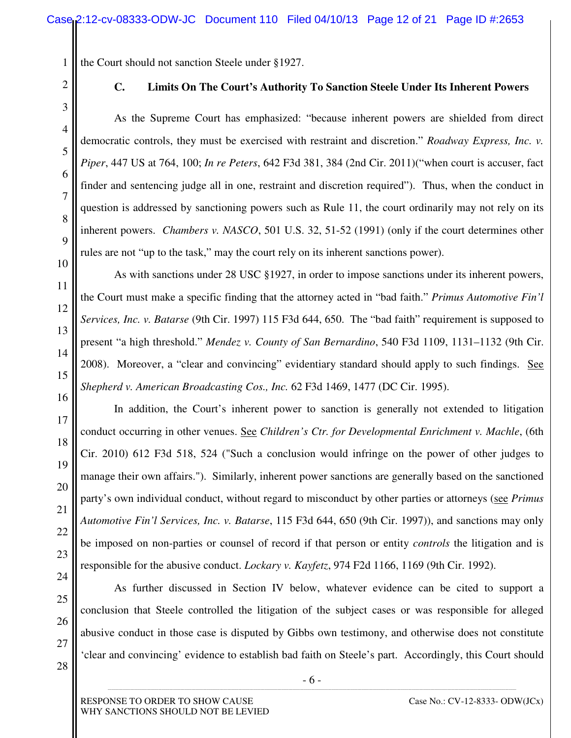the Court should not sanction Steele under §1927.

### C. Limits On The Court's Authority To Sanction Steele Under Its Inherent Powers

As the Supreme Court has emphasized: "because inherent powers are shielded from direct democratic controls, they must be exercised with restraint and discretion." *Roadway Express, Inc. v. Piper*, 447 US at 764, 100; *In re Peters*, 642 F3d 381, 384 (2nd Cir. 2011)("when court is accuser, fact finder and sentencing judge all in one, restraint and discretion required"). Thus, when the conduct in question is addressed by sanctioning powers such as Rule 11, the court ordinarily may not rely on its inherent powers. *Chambers v. NASCO*, 501 U.S. 32, 51-52 (1991) (only if the court determines other rules are not "up to the task," may the court rely on its inherent sanctions power).

As with sanctions under 28 USC §1927, in order to impose sanctions under its inherent powers, the Court must make a specific finding that the attorney acted in "bad faith." *Primus Automotive Fin'l Services, Inc. v. Batarse* (9th Cir. 1997) 115 F3d 644, 650. The "bad faith" requirement is supposed to present "a high threshold." *Mendez v. County of San Bernardino*, 540 F3d 1109, 1131–1132 (9th Cir. 2008). Moreover, a "clear and convincing" evidentiary standard should apply to such findings. See *Shepherd v. American Broadcasting Cos., Inc.* 62 F3d 1469, 1477 (DC Cir. 1995).

In addition, the Court's inherent power to sanction is generally not extended to litigation conduct occurring in other venues. See *Children's Ctr. for Developmental Enrichment v. Machle*, (6th Cir. 2010) 612 F3d 518, 524 ("Such a conclusion would infringe on the power of other judges to manage their own affairs."). Similarly, inherent power sanctions are generally based on the sanctioned party's own individual conduct, without regard to misconduct by other parties or attorneys (see *Primus Automotive Fin'l Services, Inc. v. Batarse*, 115 F3d 644, 650 (9th Cir. 1997)), and sanctions may only be imposed on non-parties or counsel of record if that person or entity *controls* the litigation and is responsible for the abusive conduct. *Lockary v. Kayfetz*, 974 F2d 1166, 1169 (9th Cir. 1992).

As further discussed in Section IV below, whatever evidence can be cited to support a conclusion that Steele controlled the litigation of the subject cases or was responsible for alleged abusive conduct in those case is disputed by Gibbs own testimony, and otherwise does not constitute 'clear and convincing' evidence to establish bad faith on Steele's part. Accordingly, this Court should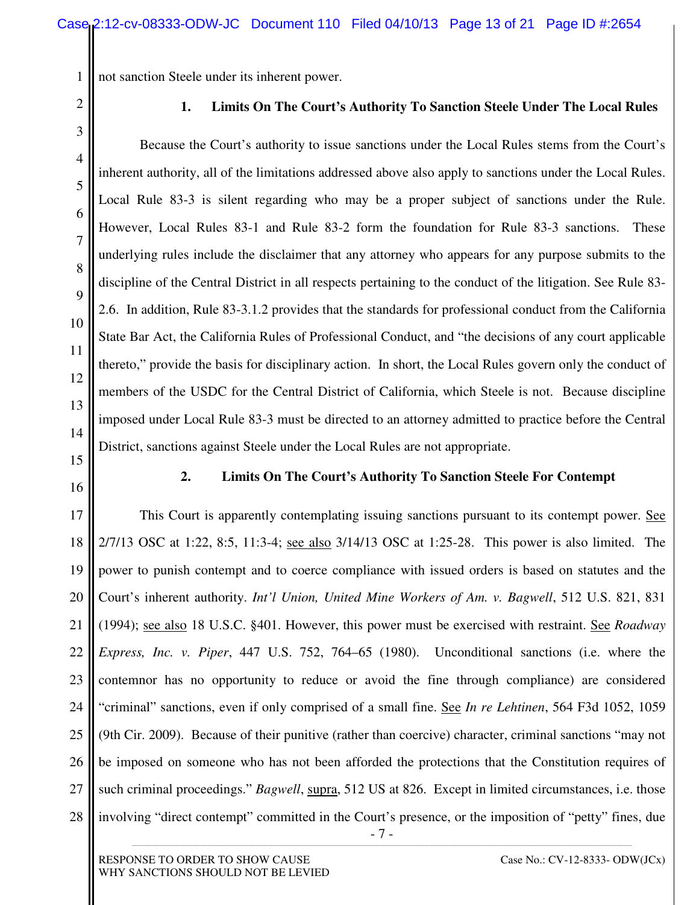not sanction Steele under its inherent power.

### 1. Limits On The Court's Authority To Sanction Steele Under The Local Rules

Because the Court's authority to issue sanctions under the Local Rules stems from the Court's inherent authority, all of the limitations addressed above also apply to sanctions under the Local Rules. Local Rule 83-3 is silent regarding who may be a proper subject of sanctions under the Rule. However, Local Rules 83-1 and Rule 83-2 form the foundation for Rule 83-3 sanctions. These underlying rules include the disclaimer that any attorney who appears for any purpose submits to the discipline of the Central District in all respects pertaining to the conduct of the litigation. See Rule 83-2.6. In addition, Rule 83-3.1.2 provides that the standards for professional conduct from the California State Bar Act, the California Rules of Professional Conduct, and "the decisions of any court applicable thereto," provide the basis for disciplinary action. In short, the Local Rules govern only the conduct of members of the USDC for the Central District of California, which Steele is not. Because discipline imposed under Local Rule 83-3 must be directed to an attorney admitted to practice before the Central District, sanctions against Steele under the Local Rules are not appropriate.

### 2. Limits On The Court's Authority To Sanction Steele For Contempt

This Court is apparently contemplating issuing sanctions pursuant to its contempt power. See 2/7/13 OSC at 1:22, 8:5, 11:3-4; see also 3/14/13 OSC at 1:25-28. This power is also limited. The power to punish contempt and to coerce compliance with issued orders is based on statutes and the Court's inherent authority. *Int'l Union, United Mine Workers of Am. v. Bagwell*, 512 U.S. 821, 831 (1994); see also 18 U.S.C. §401. However, this power must be exercised with restraint. See *Roadway Express, Inc. v. Piper*, 447 U.S. 752, 764–65 (1980). Unconditional sanctions (i.e. where the contemnor has no opportunity to reduce or avoid the fine through compliance) are considered "criminal" sanctions, even if only comprised of a small fine. See *In re Lehtinen*, 564 F3d 1052, 1059 (9th Cir. 2009). Because of their punitive (rather than coercive) character, criminal sanctions "may not be imposed on someone who has not been afforded the protections that the Constitution requires of such criminal proceedings." *Bagwell*, supra, 512 US at 826. Except in limited circumstances, i.e. those involving "direct contempt" committed in the Court's presence, or the imposition of "petty" fines, due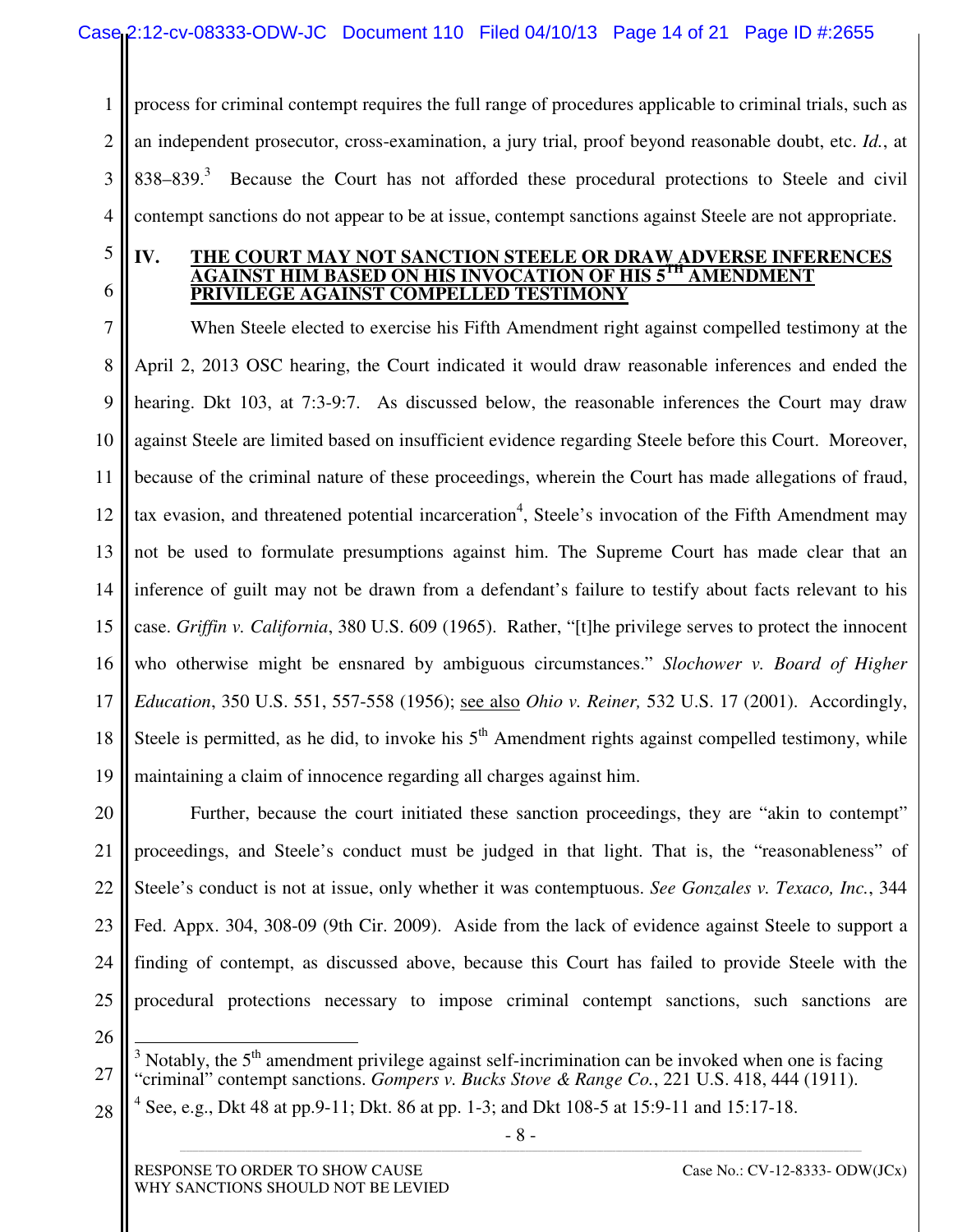process for criminal contempt requires the full range of procedures applicable to criminal trials, such as an independent prosecutor, cross-examination, a jury trial, proof beyond reasonable doubt, etc. *Id.*, at 838–839.[3] Because the Court has not afforded these procedural protections to Steele and civil contempt sanctions do not appear to be at issue, contempt sanctions against Steele are not appropriate.

## IV. THE COURT MAY NOT SANCTION STEELE OR DRAW ADVERSE INFERENCES AGAINST HIM BASED ON HIS INVOCATION OF HIS 5TH AMENDMENT PRIVILEGE AGAINST COMPELLED TESTIMONY

When Steele elected to exercise his Fifth Amendment right against compelled testimony at the April 2, 2013 OSC hearing, the Court indicated it would draw reasonable inferences and ended the hearing. Dkt 103, at 7:3-9:7. As discussed below, the reasonable inferences the Court may draw against Steele are limited based on insufficient evidence regarding Steele before this Court. Moreover, because of the criminal nature of these proceedings, wherein the Court has made allegations of fraud, tax evasion, and threatened potential incarceration[4], Steele's invocation of the Fifth Amendment may not be used to formulate presumptions against him. The Supreme Court has made clear that an inference of guilt may not be drawn from a defendant's failure to testify about facts relevant to his case. *Griffin v. California*, 380 U.S. 609 (1965). Rather, "[t]he privilege serves to protect the innocent who otherwise might be ensnared by ambiguous circumstances." *Slochower v. Board of Higher Education*, 350 U.S. 551, 557-558 (1956); see also *Ohio v. Reiner,* 532 U.S. 17 (2001). Accordingly, Steele is permitted, as he did, to invoke his 5th Amendment rights against compelled testimony, while maintaining a claim of innocence regarding all charges against him.

Further, because the court initiated these sanction proceedings, they are "akin to contempt" proceedings, and Steele's conduct must be judged in that light. That is, the "reasonableness" of Steele's conduct is not at issue, only whether it was contemptuous. *See Gonzales v. Texaco, Inc.*, 344 Fed. Appx. 304, 308-09 (9th Cir. 2009). Aside from the lack of evidence against Steele to support a finding of contempt, as discussed above, because this Court has failed to provide Steele with the procedural protections necessary to impose criminal contempt sanctions, such sanctions are

---

[3] Notably, the 5th amendment privilege against self-incrimination can be invoked when one is facing "criminal" contempt sanctions. *Gompers v. Bucks Stove & Range Co.*, 221 U.S. 418, 444 (1911).

[4] See, e.g., Dkt 48 at pp.9-11; Dkt. 86 at pp. 1-3; and Dkt 108-5 at 15:9-11 and 15:17-18.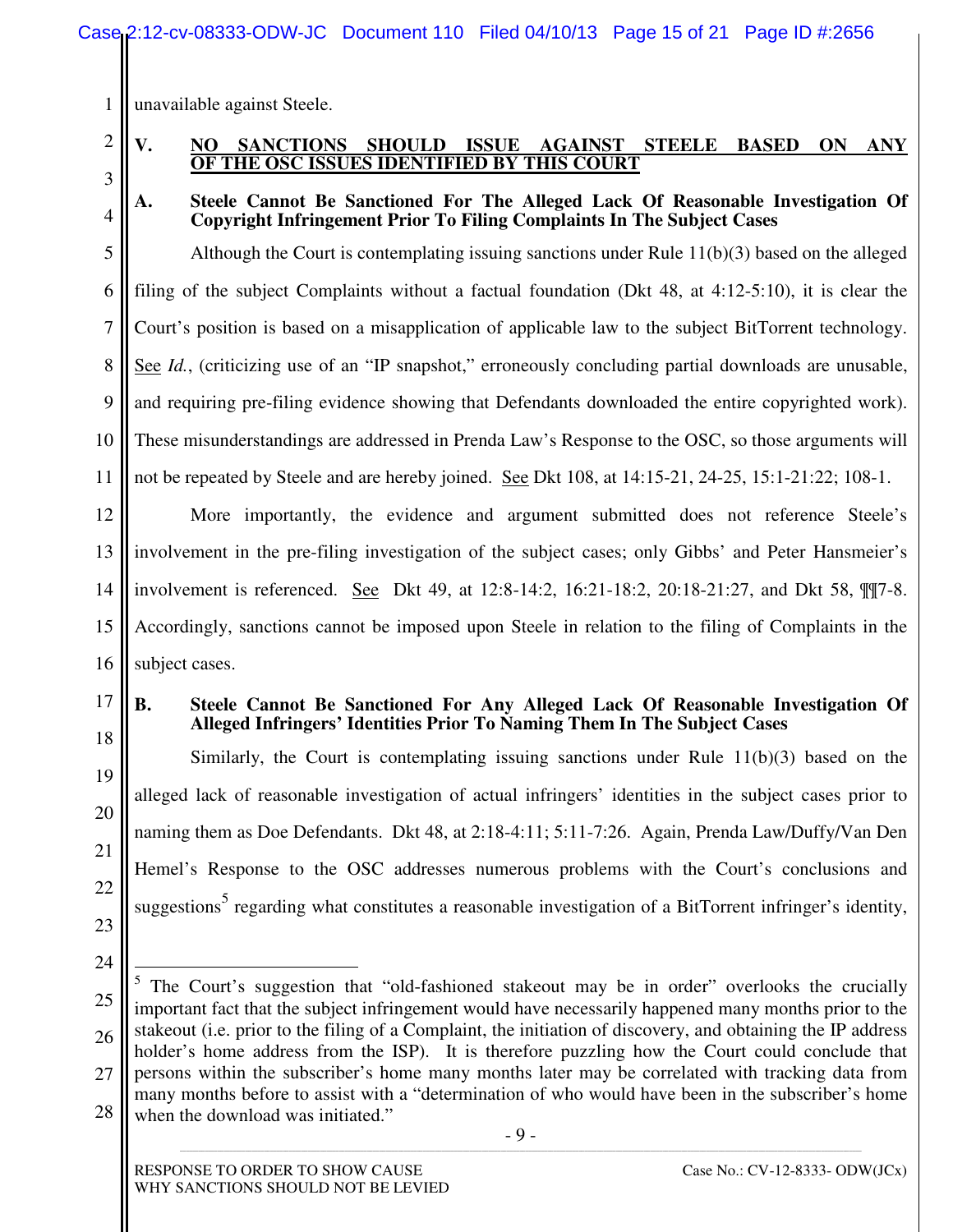unavailable against Steele.

## V. NO SANCTIONS SHOULD ISSUE AGAINST STEELE BASED ON ANY OF THE OSC ISSUES IDENTIFIED BY THIS COURT

### A. Steele Cannot Be Sanctioned For The Alleged Lack Of Reasonable Investigation Of Copyright Infringement Prior To Filing Complaints In The Subject Cases

Although the Court is contemplating issuing sanctions under Rule 11(b)(3) based on the alleged filing of the subject Complaints without a factual foundation (Dkt 48, at 4:12-5:10), it is clear the Court's position is based on a misapplication of applicable law to the subject BitTorrent technology. See *Id.*, (criticizing use of an "IP snapshot," erroneously concluding partial downloads are unusable, and requiring pre-filing evidence showing that Defendants downloaded the entire copyrighted work). These misunderstandings are addressed in Prenda Law's Response to the OSC, so those arguments will not be repeated by Steele and are hereby joined. See Dkt 108, at 14:15-21, 24-25, 15:1-21:22; 108-1.

More importantly, the evidence and argument submitted does not reference Steele's involvement in the pre-filing investigation of the subject cases; only Gibbs' and Peter Hansmeier's involvement is referenced. See Dkt 49, at 12:8-14:2, 16:21-18:2, 20:18-21:27, and Dkt 58, ¶¶7-8. Accordingly, sanctions cannot be imposed upon Steele in relation to the filing of Complaints in the subject cases.

### B. Steele Cannot Be Sanctioned For Any Alleged Lack Of Reasonable Investigation Of Alleged Infringers' Identities Prior To Naming Them In The Subject Cases

Similarly, the Court is contemplating issuing sanctions under Rule 11(b)(3) based on the alleged lack of reasonable investigation of actual infringers' identities in the subject cases prior to naming them as Doe Defendants. Dkt 48, at 2:18-4:11; 5:11-7:26. Again, Prenda Law/Duffy/Van Den Hemel's Response to the OSC addresses numerous problems with the Court's conclusions and suggestions[5] regarding what constitutes a reasonable investigation of a BitTorrent infringer's identity,

---

[5] The Court's suggestion that "old-fashioned stakeout may be in order" overlooks the crucially important fact that the subject infringement would have necessarily happened many months prior to the stakeout (i.e. prior to the filing of a Complaint, the initiation of discovery, and obtaining the IP address holder's home address from the ISP). It is therefore puzzling how the Court could conclude that persons within the subscriber's home many months later may be correlated with tracking data from many months before to assist with a "determination of who would have been in the subscriber's home when the download was initiated."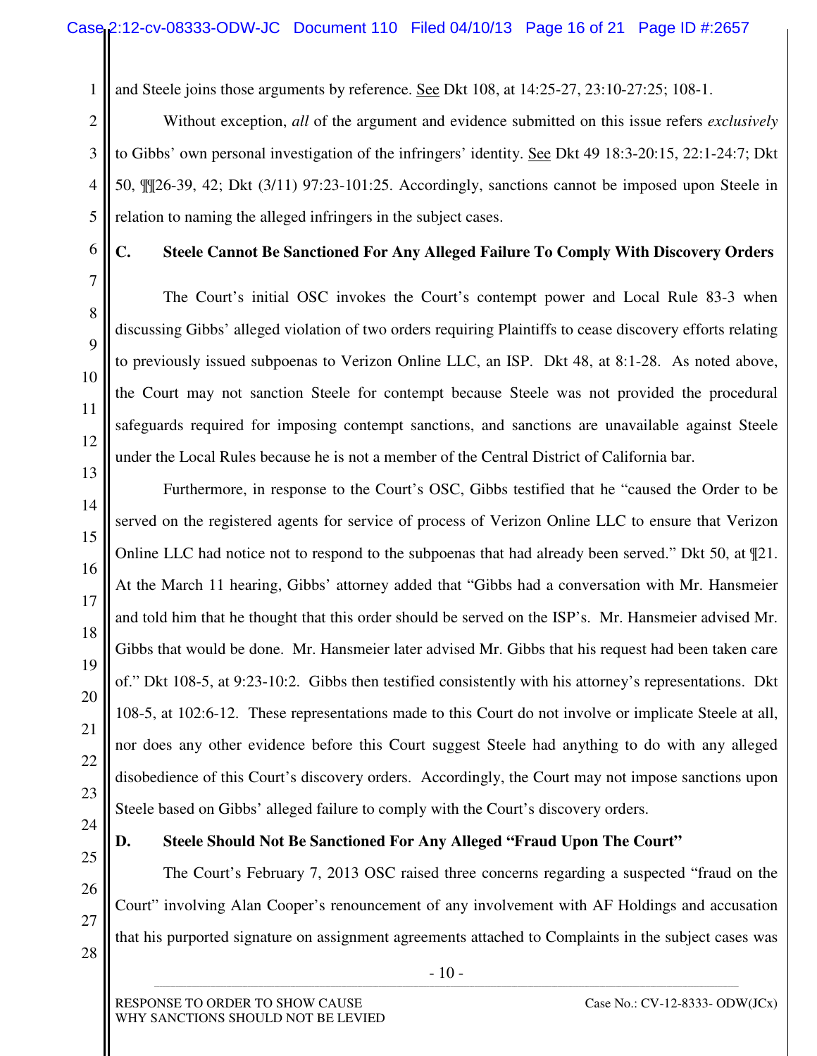and Steele joins those arguments by reference. See Dkt 108, at 14:25-27, 23:10-27:25; 108-1.

Without exception, *all* of the argument and evidence submitted on this issue refers *exclusively* to Gibbs' own personal investigation of the infringers' identity. See Dkt 49 18:3-20:15, 22:1-24:7; Dkt 50, ¶¶26-39, 42; Dkt (3/11) 97:23-101:25. Accordingly, sanctions cannot be imposed upon Steele in relation to naming the alleged infringers in the subject cases.

### C. Steele Cannot Be Sanctioned For Any Alleged Failure To Comply With Discovery Orders

The Court's initial OSC invokes the Court's contempt power and Local Rule 83-3 when discussing Gibbs' alleged violation of two orders requiring Plaintiffs to cease discovery efforts relating to previously issued subpoenas to Verizon Online LLC, an ISP. Dkt 48, at 8:1-28. As noted above, the Court may not sanction Steele for contempt because Steele was not provided the procedural safeguards required for imposing contempt sanctions, and sanctions are unavailable against Steele under the Local Rules because he is not a member of the Central District of California bar.

Furthermore, in response to the Court's OSC, Gibbs testified that he "caused the Order to be served on the registered agents for service of process of Verizon Online LLC to ensure that Verizon Online LLC had notice not to respond to the subpoenas that had already been served." Dkt 50, at ¶21. At the March 11 hearing, Gibbs' attorney added that "Gibbs had a conversation with Mr. Hansmeier and told him that he thought that this order should be served on the ISP's. Mr. Hansmeier advised Mr. Gibbs that would be done. Mr. Hansmeier later advised Mr. Gibbs that his request had been taken care of." Dkt 108-5, at 9:23-10:2. Gibbs then testified consistently with his attorney's representations. Dkt 108-5, at 102:6-12. These representations made to this Court do not involve or implicate Steele at all, nor does any other evidence before this Court suggest Steele had anything to do with any alleged disobedience of this Court's discovery orders. Accordingly, the Court may not impose sanctions upon Steele based on Gibbs' alleged failure to comply with the Court's discovery orders.

### D. Steele Should Not Be Sanctioned For Any Alleged "Fraud Upon The Court"

The Court's February 7, 2013 OSC raised three concerns regarding a suspected "fraud on the Court" involving Alan Cooper's renouncement of any involvement with AF Holdings and accusation that his purported signature on assignment agreements attached to Complaints in the subject cases was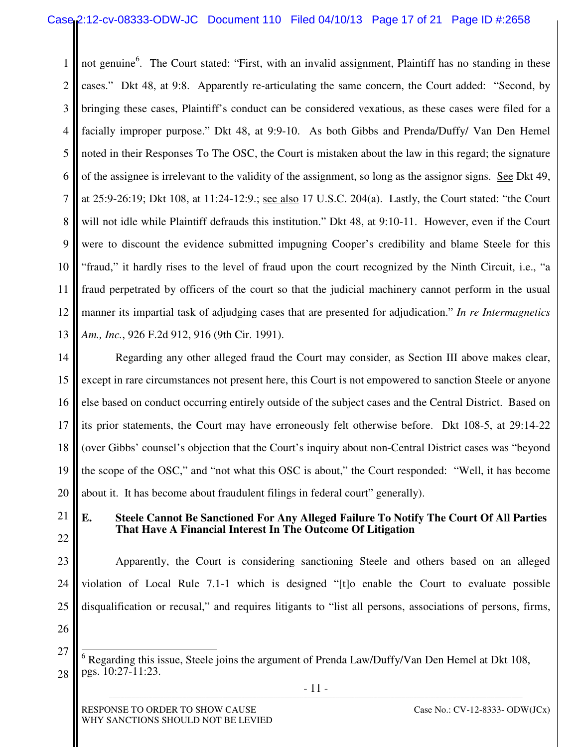not genuine[6]. The Court stated: "First, with an invalid assignment, Plaintiff has no standing in these cases." Dkt 48, at 9:8. Apparently re-articulating the same concern, the Court added: "Second, by bringing these cases, Plaintiff's conduct can be considered vexatious, as these cases were filed for a facially improper purpose." Dkt 48, at 9:9-10. As both Gibbs and Prenda/Duffy/ Van Den Hemel noted in their Responses To The OSC, the Court is mistaken about the law in this regard; the signature of the assignee is irrelevant to the validity of the assignment, so long as the assignor signs. See Dkt 49, at 25:9-26:19; Dkt 108, at 11:24-12:9.; see also 17 U.S.C. 204(a). Lastly, the Court stated: "the Court will not idle while Plaintiff defrauds this institution." Dkt 48, at 9:10-11. However, even if the Court were to discount the evidence submitted impugning Cooper's credibility and blame Steele for this "fraud," it hardly rises to the level of fraud upon the court recognized by the Ninth Circuit, i.e., "a fraud perpetrated by officers of the court so that the judicial machinery cannot perform in the usual manner its impartial task of adjudging cases that are presented for adjudication." *In re Intermagnetics Am., Inc.*, 926 F.2d 912, 916 (9th Cir. 1991).

Regarding any other alleged fraud the Court may consider, as Section III above makes clear, except in rare circumstances not present here, this Court is not empowered to sanction Steele or anyone else based on conduct occurring entirely outside of the subject cases and the Central District. Based on its prior statements, the Court may have erroneously felt otherwise before. Dkt 108-5, at 29:14-22 (over Gibbs' counsel's objection that the Court's inquiry about non-Central District cases was "beyond the scope of the OSC," and "not what this OSC is about," the Court responded: "Well, it has become about it. It has become about fraudulent filings in federal court" generally).

### E. Steele Cannot Be Sanctioned For Any Alleged Failure To Notify The Court Of All Parties That Have A Financial Interest In The Outcome Of Litigation

Apparently, the Court is considering sanctioning Steele and others based on an alleged violation of Local Rule 7.1-1 which is designed "[t]o enable the Court to evaluate possible disqualification or recusal," and requires litigants to "list all persons, associations of persons, firms,

---

[6] Regarding this issue, Steele joins the argument of Prenda Law/Duffy/Van Den Hemel at Dkt 108, pgs. 10:27-11:23.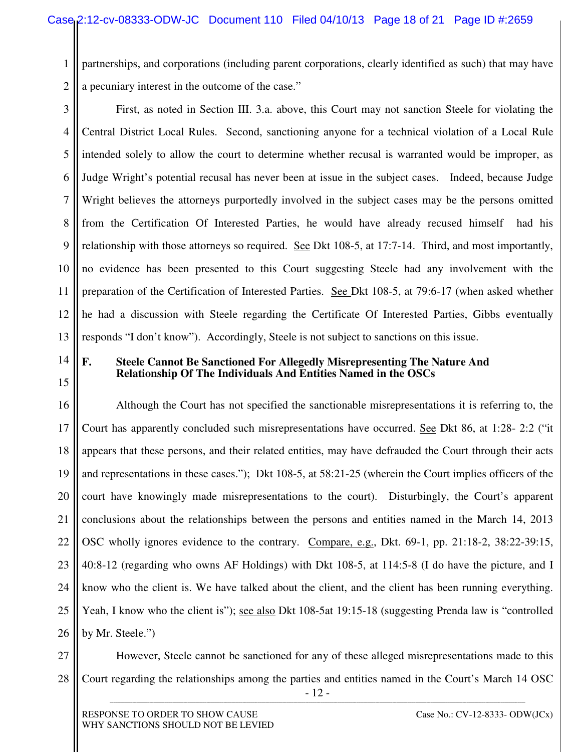partnerships, and corporations (including parent corporations, clearly identified as such) that may have a pecuniary interest in the outcome of the case."

First, as noted in Section III. 3.a. above, this Court may not sanction Steele for violating the Central District Local Rules. Second, sanctioning anyone for a technical violation of a Local Rule intended solely to allow the court to determine whether recusal is warranted would be improper, as Judge Wright's potential recusal has never been at issue in the subject cases. Indeed, because Judge Wright believes the attorneys purportedly involved in the subject cases may be the persons omitted from the Certification Of Interested Parties, he would have already recused himself had his relationship with those attorneys so required. See Dkt 108-5, at 17:7-14. Third, and most importantly, no evidence has been presented to this Court suggesting Steele had any involvement with the preparation of the Certification of Interested Parties. See Dkt 108-5, at 79:6-17 (when asked whether he had a discussion with Steele regarding the Certificate Of Interested Parties, Gibbs eventually responds "I don't know"). Accordingly, Steele is not subject to sanctions on this issue.

### F. Steele Cannot Be Sanctioned For Allegedly Misrepresenting The Nature And Relationship Of The Individuals And Entities Named in the OSCs

Although the Court has not specified the sanctionable misrepresentations it is referring to, the Court has apparently concluded such misrepresentations have occurred. See Dkt 86, at 1:28- 2:2 ("it appears that these persons, and their related entities, may have defrauded the Court through their acts and representations in these cases."); Dkt 108-5, at 58:21-25 (wherein the Court implies officers of the court have knowingly made misrepresentations to the court). Disturbingly, the Court's apparent conclusions about the relationships between the persons and entities named in the March 14, 2013 OSC wholly ignores evidence to the contrary. Compare, e.g., Dkt. 69-1, pp. 21:18-2, 38:22-39:15, 40:8-12 (regarding who owns AF Holdings) with Dkt 108-5, at 114:5-8 (I do have the picture, and I know who the client is. We have talked about the client, and the client has been running everything. Yeah, I know who the client is"); see also Dkt 108-5at 19:15-18 (suggesting Prenda law is "controlled by Mr. Steele.")

However, Steele cannot be sanctioned for any of these alleged misrepresentations made to this Court regarding the relationships among the parties and entities named in the Court's March 14 OSC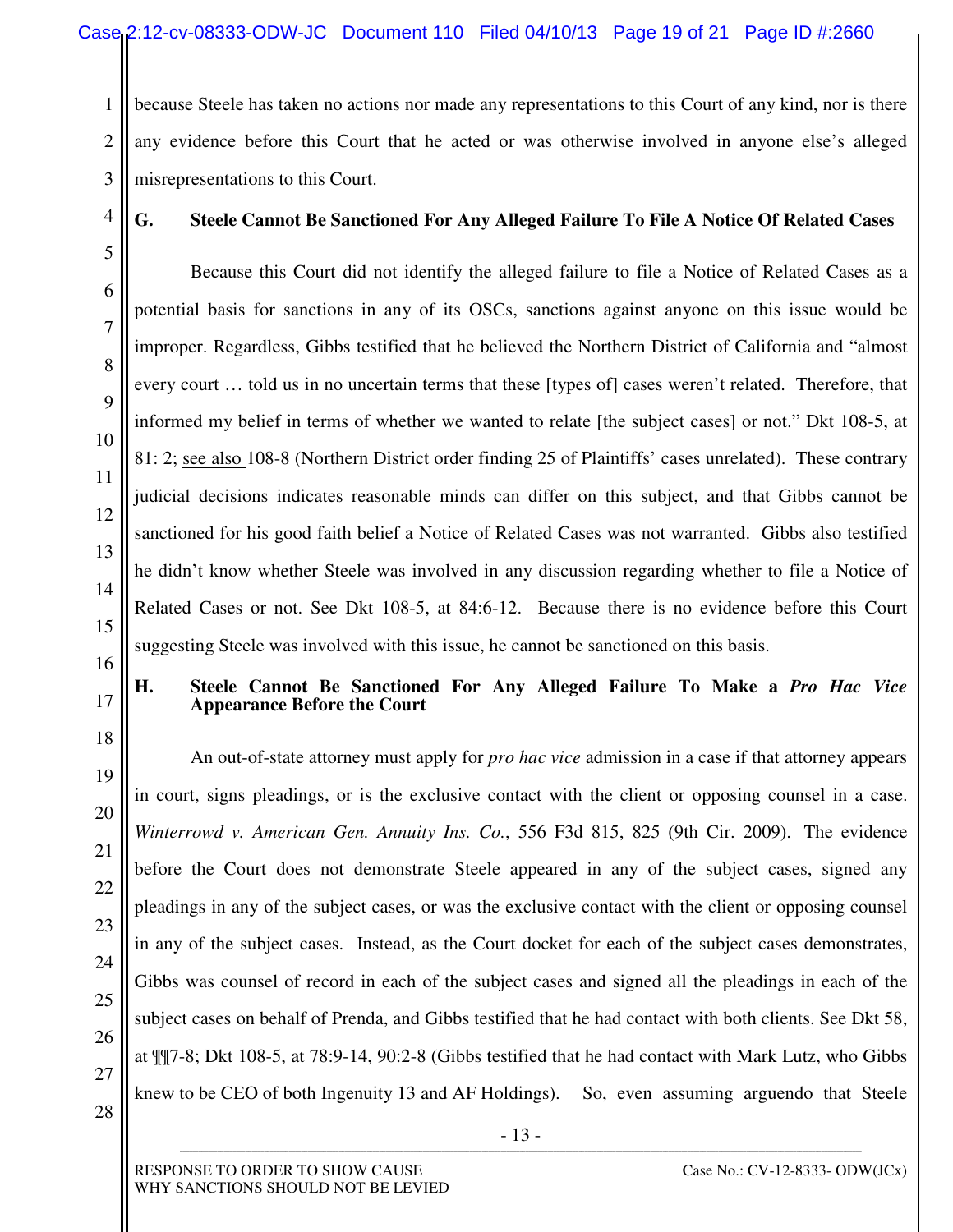because Steele has taken no actions nor made any representations to this Court of any kind, nor is there any evidence before this Court that he acted or was otherwise involved in anyone else's alleged misrepresentations to this Court.

### G. Steele Cannot Be Sanctioned For Any Alleged Failure To File A Notice Of Related Cases

Because this Court did not identify the alleged failure to file a Notice of Related Cases as a potential basis for sanctions in any of its OSCs, sanctions against anyone on this issue would be improper. Regardless, Gibbs testified that he believed the Northern District of California and "almost every court … told us in no uncertain terms that these [types of] cases weren't related. Therefore, that informed my belief in terms of whether we wanted to relate [the subject cases] or not." Dkt 108-5, at 81: 2; see also 108-8 (Northern District order finding 25 of Plaintiffs' cases unrelated). These contrary judicial decisions indicates reasonable minds can differ on this subject, and that Gibbs cannot be sanctioned for his good faith belief a Notice of Related Cases was not warranted. Gibbs also testified he didn't know whether Steele was involved in any discussion regarding whether to file a Notice of Related Cases or not. See Dkt 108-5, at 84:6-12. Because there is no evidence before this Court suggesting Steele was involved with this issue, he cannot be sanctioned on this basis.

### H. Steele Cannot Be Sanctioned For Any Alleged Failure To Make a *Pro Hac Vice* Appearance Before the Court

An out-of-state attorney must apply for *pro hac vice* admission in a case if that attorney appears in court, signs pleadings, or is the exclusive contact with the client or opposing counsel in a case. *Winterrowd v. American Gen. Annuity Ins. Co.*, 556 F3d 815, 825 (9th Cir. 2009). The evidence before the Court does not demonstrate Steele appeared in any of the subject cases, signed any pleadings in any of the subject cases, or was the exclusive contact with the client or opposing counsel in any of the subject cases. Instead, as the Court docket for each of the subject cases demonstrates, Gibbs was counsel of record in each of the subject cases and signed all the pleadings in each of the subject cases on behalf of Prenda, and Gibbs testified that he had contact with both clients. See Dkt 58, at ¶¶7-8; Dkt 108-5, at 78:9-14, 90:2-8 (Gibbs testified that he had contact with Mark Lutz, who Gibbs knew to be CEO of both Ingenuity 13 and AF Holdings). So, even assuming arguendo that Steele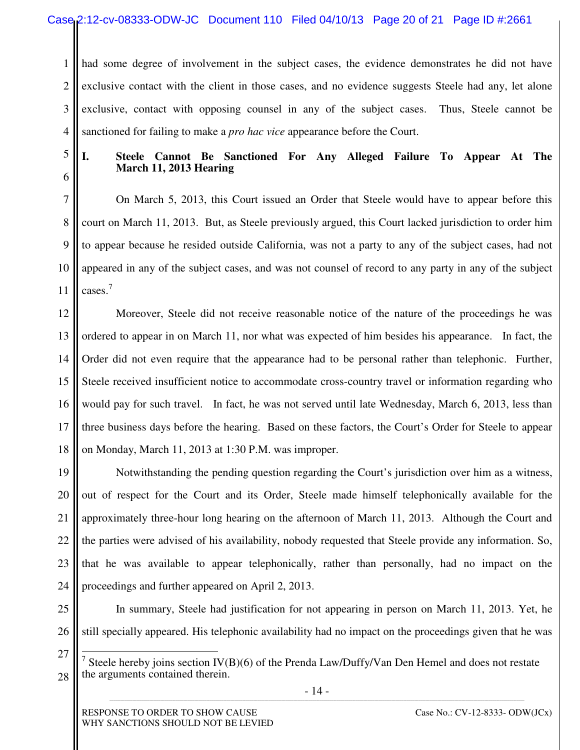had some degree of involvement in the subject cases, the evidence demonstrates he did not have exclusive contact with the client in those cases, and no evidence suggests Steele had any, let alone exclusive, contact with opposing counsel in any of the subject cases. Thus, Steele cannot be sanctioned for failing to make a *pro hac vice* appearance before the Court.

## I. Steele Cannot Be Sanctioned For Any Alleged Failure To Appear At The March 11, 2013 Hearing

On March 5, 2013, this Court issued an Order that Steele would have to appear before this court on March 11, 2013. But, as Steele previously argued, this Court lacked jurisdiction to order him to appear because he resided outside California, was not a party to any of the subject cases, had not appeared in any of the subject cases, and was not counsel of record to any party in any of the subject cases.[7]

Moreover, Steele did not receive reasonable notice of the nature of the proceedings he was ordered to appear in on March 11, nor what was expected of him besides his appearance. In fact, the Order did not even require that the appearance had to be personal rather than telephonic. Further, Steele received insufficient notice to accommodate cross-country travel or information regarding who would pay for such travel. In fact, he was not served until late Wednesday, March 6, 2013, less than three business days before the hearing. Based on these factors, the Court's Order for Steele to appear on Monday, March 11, 2013 at 1:30 P.M. was improper.

Notwithstanding the pending question regarding the Court's jurisdiction over him as a witness, out of respect for the Court and its Order, Steele made himself telephonically available for the approximately three-hour long hearing on the afternoon of March 11, 2013. Although the Court and the parties were advised of his availability, nobody requested that Steele provide any information. So, that he was available to appear telephonically, rather than personally, had no impact on the proceedings and further appeared on April 2, 2013.

In summary, Steele had justification for not appearing in person on March 11, 2013. Yet, he still specially appeared. His telephonic availability had no impact on the proceedings given that he was

[7] Steele hereby joins section IV(B)(6) of the Prenda Law/Duffy/Van Den Hemel and does not restate the arguments contained therein.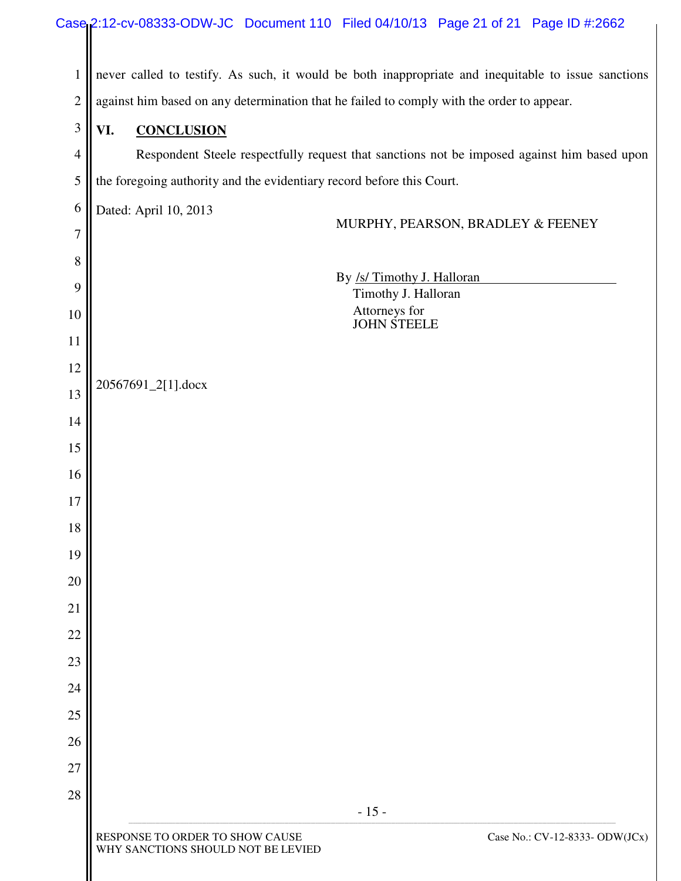never called to testify. As such, it would be both inappropriate and inequitable to issue sanctions against him based on any determination that he failed to comply with the order to appear.

## VI. CONCLUSION

Respondent Steele respectfully request that sanctions not be imposed against him based upon the foregoing authority and the evidentiary record before this Court.

Dated: April 10, 2013

MURPHY, PEARSON, BRADLEY & FEENEY

By /s/ Timothy J. Halloran
Timothy J. Halloran
Attorneys for
JOHN STEELE

20567691_2[1].docx